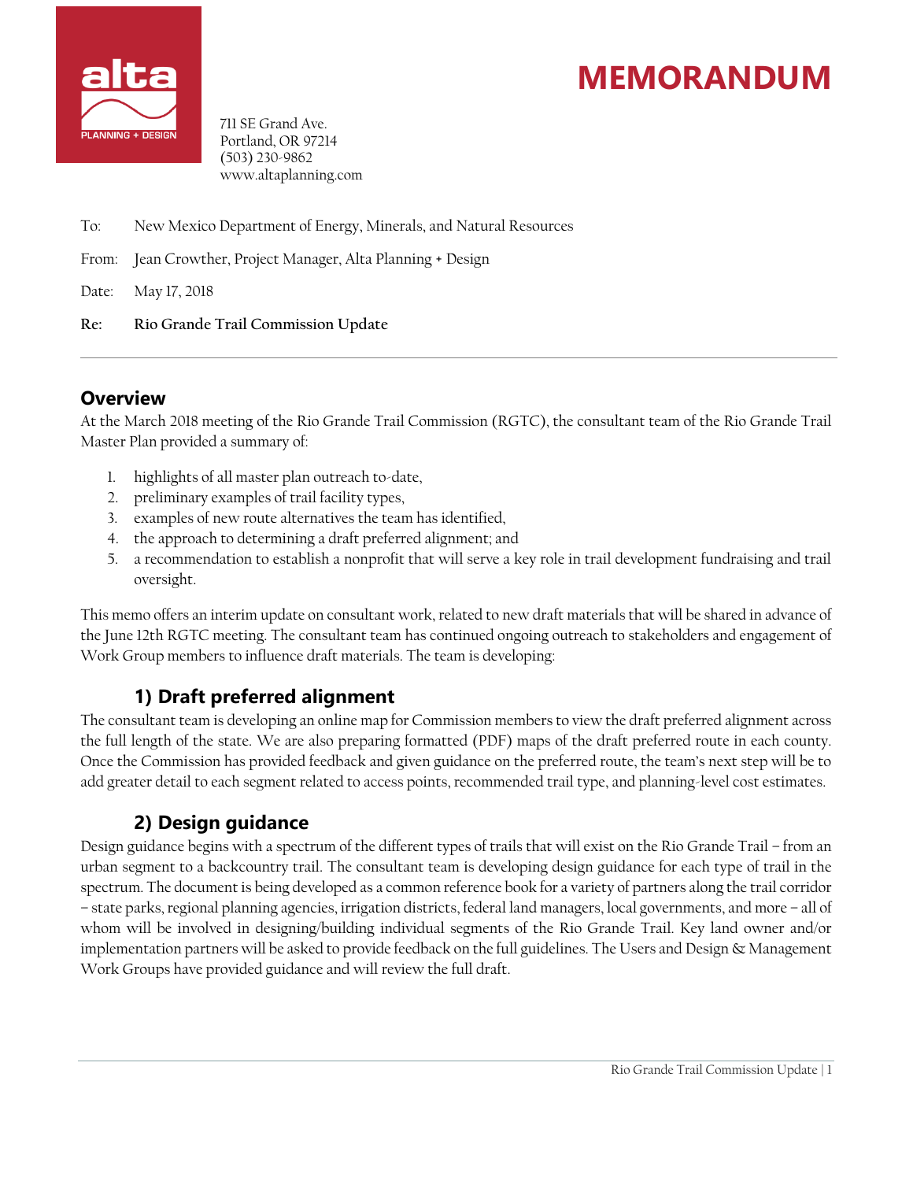alta PLANNING + DESIGN

711 SE Grand Ave.
Portland, OR 97214
(503) 230-9862
www.altaplanning.com

# MEMORANDUM

To: New Mexico Department of Energy, Minerals, and Natural Resources

From: Jean Crowther, Project Manager, Alta Planning + Design

Date: May 17, 2018

**Re: Rio Grande Trail Commission Update**

---

## Overview

At the March 2018 meeting of the Rio Grande Trail Commission (RGTC), the consultant team of the Rio Grande Trail Master Plan provided a summary of:

1. highlights of all master plan outreach to-date,
2. preliminary examples of trail facility types,
3. examples of new route alternatives the team has identified,
4. the approach to determining a draft preferred alignment; and
5. a recommendation to establish a nonprofit that will serve a key role in trail development fundraising and trail oversight.

This memo offers an interim update on consultant work, related to new draft materials that will be shared in advance of the June 12th RGTC meeting. The consultant team has continued ongoing outreach to stakeholders and engagement of Work Group members to influence draft materials. The team is developing:

### 1) Draft preferred alignment

The consultant team is developing an online map for Commission members to view the draft preferred alignment across the full length of the state. We are also preparing formatted (PDF) maps of the draft preferred route in each county. Once the Commission has provided feedback and given guidance on the preferred route, the team's next step will be to add greater detail to each segment related to access points, recommended trail type, and planning-level cost estimates.

### 2) Design guidance

Design guidance begins with a spectrum of the different types of trails that will exist on the Rio Grande Trail – from an urban segment to a backcountry trail. The consultant team is developing design guidance for each type of trail in the spectrum. The document is being developed as a common reference book for a variety of partners along the trail corridor – state parks, regional planning agencies, irrigation districts, federal land managers, local governments, and more – all of whom will be involved in designing/building individual segments of the Rio Grande Trail. Key land owner and/or implementation partners will be asked to provide feedback on the full guidelines. The Users and Design & Management Work Groups have provided guidance and will review the full draft.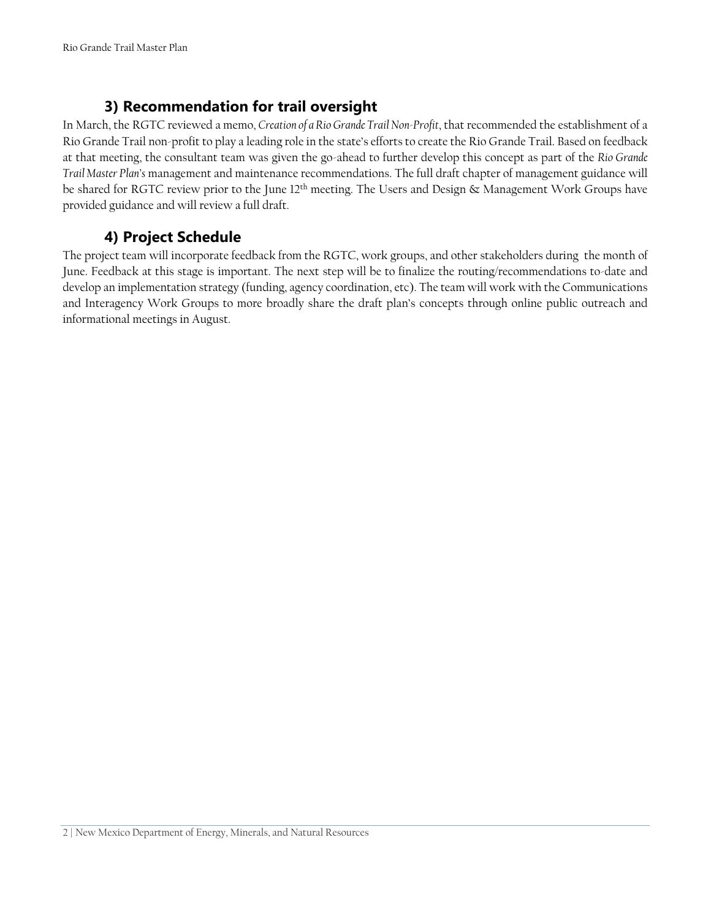## 3) Recommendation for trail oversight

In March, the RGTC reviewed a memo, *Creation of a Rio Grande Trail Non-Profit*, that recommended the establishment of a Rio Grande Trail non-profit to play a leading role in the state's efforts to create the Rio Grande Trail. Based on feedback at that meeting, the consultant team was given the go-ahead to further develop this concept as part of the *Rio Grande Trail Master Plan's* management and maintenance recommendations. The full draft chapter of management guidance will be shared for RGTC review prior to the June 12th meeting. The Users and Design & Management Work Groups have provided guidance and will review a full draft.

## 4) Project Schedule

The project team will incorporate feedback from the RGTC, work groups, and other stakeholders during the month of June. Feedback at this stage is important. The next step will be to finalize the routing/recommendations to-date and develop an implementation strategy (funding, agency coordination, etc). The team will work with the Communications and Interagency Work Groups to more broadly share the draft plan's concepts through online public outreach and informational meetings in August.